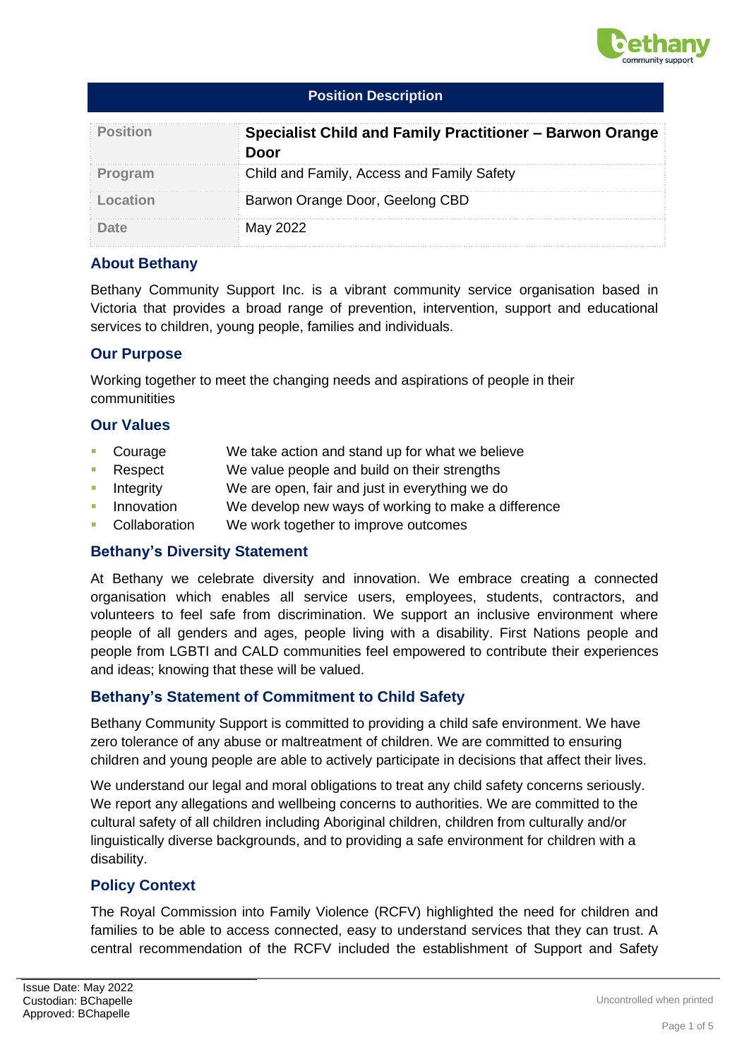# Position Description

| Position | Specialist Child and Family Practitioner – Barwon Orange Door |
|---|---|
| Program | Child and Family, Access and Family Safety |
| Location | Barwon Orange Door, Geelong CBD |
| Date | May 2022 |

## About Bethany

Bethany Community Support Inc. is a vibrant community service organisation based in Victoria that provides a broad range of prevention, intervention, support and educational services to children, young people, families and individuals.

## Our Purpose

Working together to meet the changing needs and aspirations of people in their communitities

## Our Values

- Courage — We take action and stand up for what we believe
- Respect — We value people and build on their strengths
- Integrity — We are open, fair and just in everything we do
- Innovation — We develop new ways of working to make a difference
- Collaboration — We work together to improve outcomes

## Bethany's Diversity Statement

At Bethany we celebrate diversity and innovation. We embrace creating a connected organisation which enables all service users, employees, students, contractors, and volunteers to feel safe from discrimination. We support an inclusive environment where people of all genders and ages, people living with a disability. First Nations people and people from LGBTI and CALD communities feel empowered to contribute their experiences and ideas; knowing that these will be valued.

## Bethany's Statement of Commitment to Child Safety

Bethany Community Support is committed to providing a child safe environment. We have zero tolerance of any abuse or maltreatment of children. We are committed to ensuring children and young people are able to actively participate in decisions that affect their lives.

We understand our legal and moral obligations to treat any child safety concerns seriously. We report any allegations and wellbeing concerns to authorities. We are committed to the cultural safety of all children including Aboriginal children, children from culturally and/or linguistically diverse backgrounds, and to providing a safe environment for children with a disability.

## Policy Context

The Royal Commission into Family Violence (RCFV) highlighted the need for children and families to be able to access connected, easy to understand services that they can trust. A central recommendation of the RCFV included the establishment of Support and Safety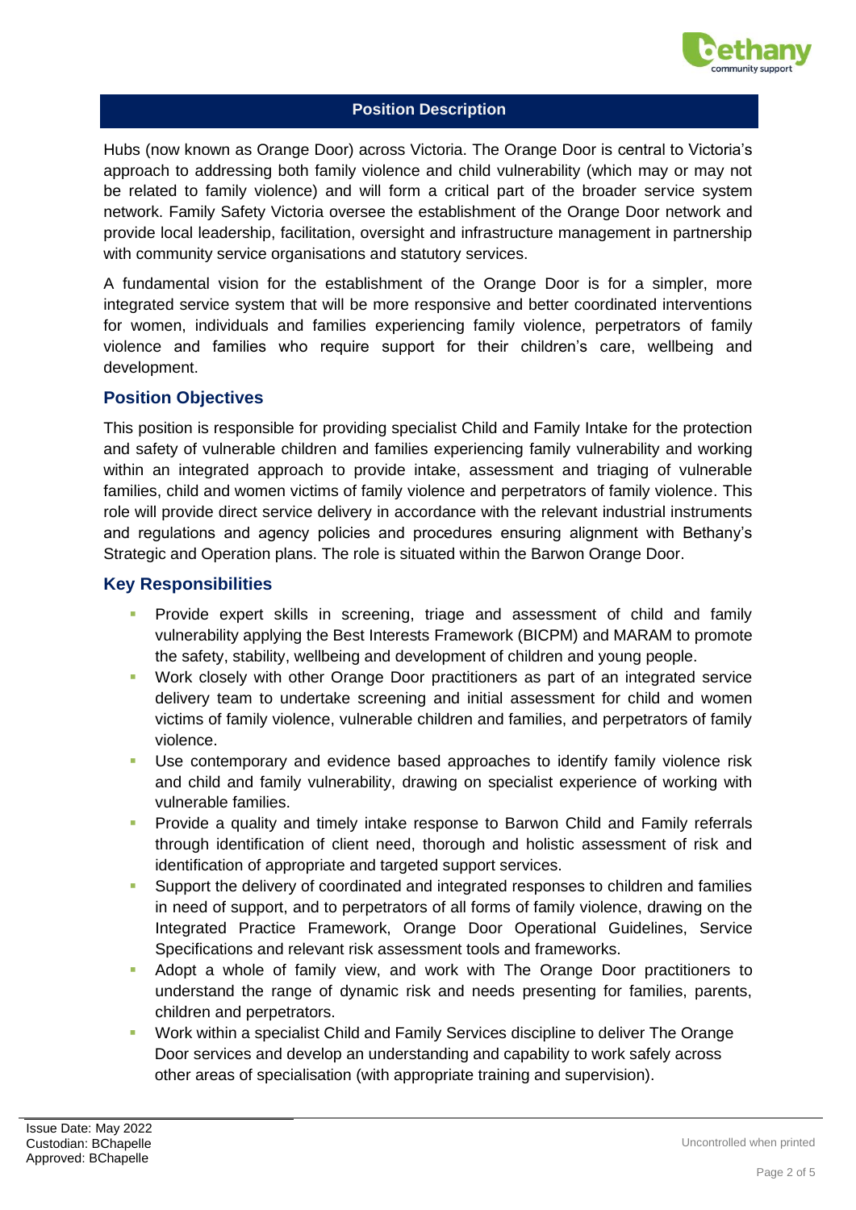## Position Description

Hubs (now known as Orange Door) across Victoria. The Orange Door is central to Victoria's approach to addressing both family violence and child vulnerability (which may or may not be related to family violence) and will form a critical part of the broader service system network. Family Safety Victoria oversee the establishment of the Orange Door network and provide local leadership, facilitation, oversight and infrastructure management in partnership with community service organisations and statutory services.

A fundamental vision for the establishment of the Orange Door is for a simpler, more integrated service system that will be more responsive and better coordinated interventions for women, individuals and families experiencing family violence, perpetrators of family violence and families who require support for their children's care, wellbeing and development.

### Position Objectives

This position is responsible for providing specialist Child and Family Intake for the protection and safety of vulnerable children and families experiencing family vulnerability and working within an integrated approach to provide intake, assessment and triaging of vulnerable families, child and women victims of family violence and perpetrators of family violence. This role will provide direct service delivery in accordance with the relevant industrial instruments and regulations and agency policies and procedures ensuring alignment with Bethany's Strategic and Operation plans. The role is situated within the Barwon Orange Door.

### Key Responsibilities

- Provide expert skills in screening, triage and assessment of child and family vulnerability applying the Best Interests Framework (BICPM) and MARAM to promote the safety, stability, wellbeing and development of children and young people.
- Work closely with other Orange Door practitioners as part of an integrated service delivery team to undertake screening and initial assessment for child and women victims of family violence, vulnerable children and families, and perpetrators of family violence.
- Use contemporary and evidence based approaches to identify family violence risk and child and family vulnerability, drawing on specialist experience of working with vulnerable families.
- Provide a quality and timely intake response to Barwon Child and Family referrals through identification of client need, thorough and holistic assessment of risk and identification of appropriate and targeted support services.
- Support the delivery of coordinated and integrated responses to children and families in need of support, and to perpetrators of all forms of family violence, drawing on the Integrated Practice Framework, Orange Door Operational Guidelines, Service Specifications and relevant risk assessment tools and frameworks.
- Adopt a whole of family view, and work with The Orange Door practitioners to understand the range of dynamic risk and needs presenting for families, parents, children and perpetrators.
- Work within a specialist Child and Family Services discipline to deliver The Orange Door services and develop an understanding and capability to work safely across other areas of specialisation (with appropriate training and supervision).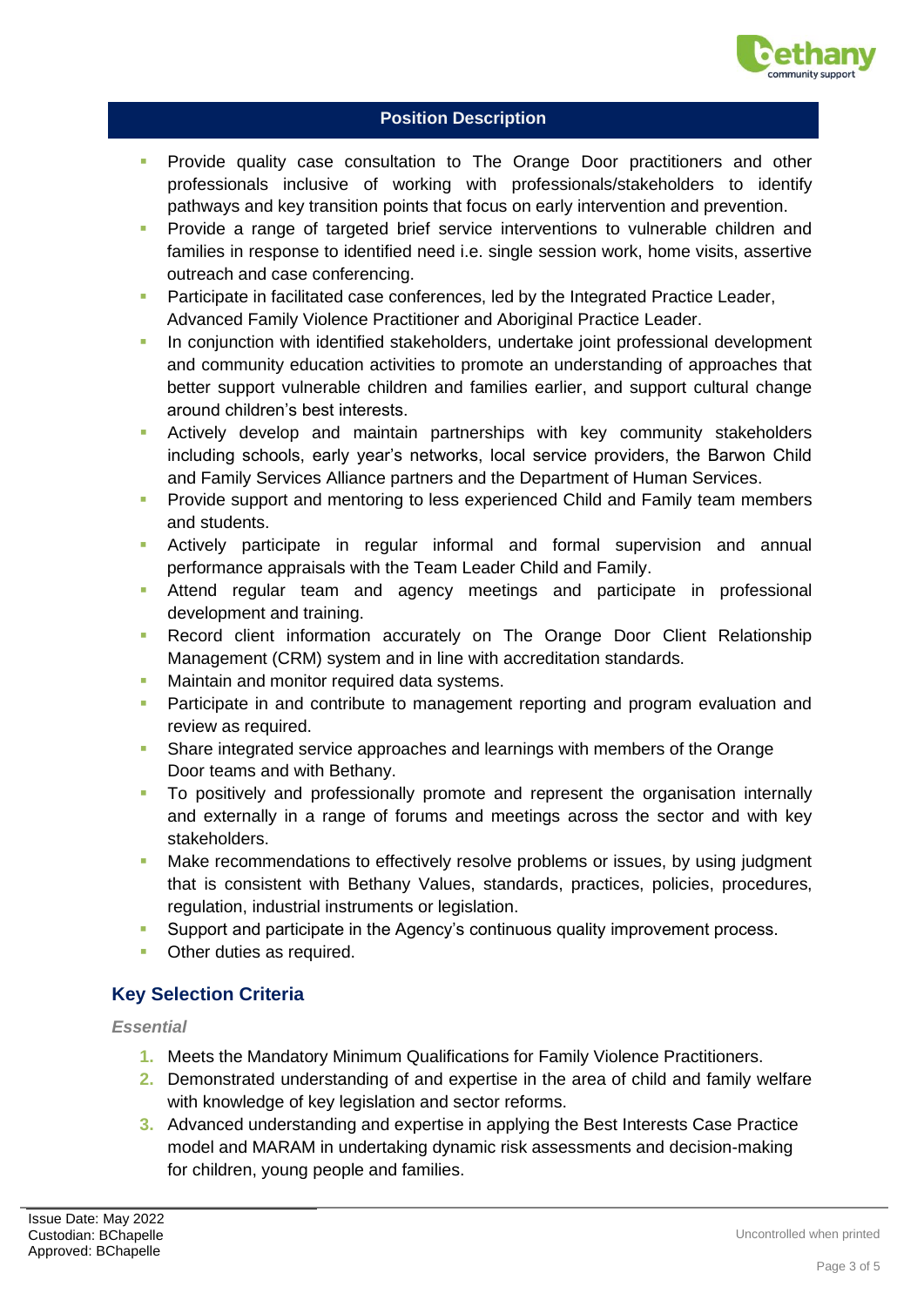## Position Description

- Provide quality case consultation to The Orange Door practitioners and other professionals inclusive of working with professionals/stakeholders to identify pathways and key transition points that focus on early intervention and prevention.
- Provide a range of targeted brief service interventions to vulnerable children and families in response to identified need i.e. single session work, home visits, assertive outreach and case conferencing.
- Participate in facilitated case conferences, led by the Integrated Practice Leader, Advanced Family Violence Practitioner and Aboriginal Practice Leader.
- In conjunction with identified stakeholders, undertake joint professional development and community education activities to promote an understanding of approaches that better support vulnerable children and families earlier, and support cultural change around children's best interests.
- Actively develop and maintain partnerships with key community stakeholders including schools, early year's networks, local service providers, the Barwon Child and Family Services Alliance partners and the Department of Human Services.
- Provide support and mentoring to less experienced Child and Family team members and students.
- Actively participate in regular informal and formal supervision and annual performance appraisals with the Team Leader Child and Family.
- Attend regular team and agency meetings and participate in professional development and training.
- Record client information accurately on The Orange Door Client Relationship Management (CRM) system and in line with accreditation standards.
- Maintain and monitor required data systems.
- Participate in and contribute to management reporting and program evaluation and review as required.
- Share integrated service approaches and learnings with members of the Orange Door teams and with Bethany.
- To positively and professionally promote and represent the organisation internally and externally in a range of forums and meetings across the sector and with key stakeholders.
- Make recommendations to effectively resolve problems or issues, by using judgment that is consistent with Bethany Values, standards, practices, policies, procedures, regulation, industrial instruments or legislation.
- Support and participate in the Agency's continuous quality improvement process.
- Other duties as required.

## Key Selection Criteria

*Essential*

1. Meets the Mandatory Minimum Qualifications for Family Violence Practitioners.
2. Demonstrated understanding of and expertise in the area of child and family welfare with knowledge of key legislation and sector reforms.
3. Advanced understanding and expertise in applying the Best Interests Case Practice model and MARAM in undertaking dynamic risk assessments and decision-making for children, young people and families.

Issue Date: May 2022
Custodian: BChapelle
Approved: BChapelle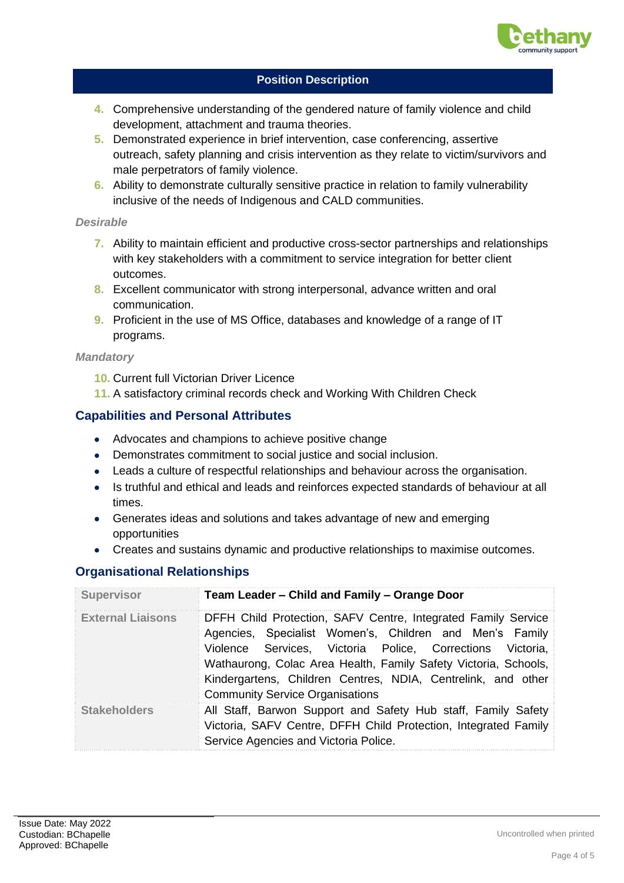## Position Description

4. Comprehensive understanding of the gendered nature of family violence and child development, attachment and trauma theories.
5. Demonstrated experience in brief intervention, case conferencing, assertive outreach, safety planning and crisis intervention as they relate to victim/survivors and male perpetrators of family violence.
6. Ability to demonstrate culturally sensitive practice in relation to family vulnerability inclusive of the needs of Indigenous and CALD communities.

*Desirable*

7. Ability to maintain efficient and productive cross-sector partnerships and relationships with key stakeholders with a commitment to service integration for better client outcomes.
8. Excellent communicator with strong interpersonal, advance written and oral communication.
9. Proficient in the use of MS Office, databases and knowledge of a range of IT programs.

*Mandatory*

10. Current full Victorian Driver Licence
11. A satisfactory criminal records check and Working With Children Check

## Capabilities and Personal Attributes

- Advocates and champions to achieve positive change
- Demonstrates commitment to social justice and social inclusion.
- Leads a culture of respectful relationships and behaviour across the organisation.
- Is truthful and ethical and leads and reinforces expected standards of behaviour at all times.
- Generates ideas and solutions and takes advantage of new and emerging opportunities
- Creates and sustains dynamic and productive relationships to maximise outcomes.

## Organisational Relationships

| | |
|---|---|
| **Supervisor** | **Team Leader – Child and Family – Orange Door** |
| **External Liaisons** | DFFH Child Protection, SAFV Centre, Integrated Family Service Agencies, Specialist Women's, Children and Men's Family Violence Services, Victoria Police, Corrections Victoria, Wathaurong, Colac Area Health, Family Safety Victoria, Schools, Kindergartens, Children Centres, NDIA, Centrelink, and other Community Service Organisations |
| **Stakeholders** | All Staff, Barwon Support and Safety Hub staff, Family Safety Victoria, SAFV Centre, DFFH Child Protection, Integrated Family Service Agencies and Victoria Police. |

Issue Date: May 2022
Custodian: BChapelle
Approved: BChapelle

Uncontrolled when printed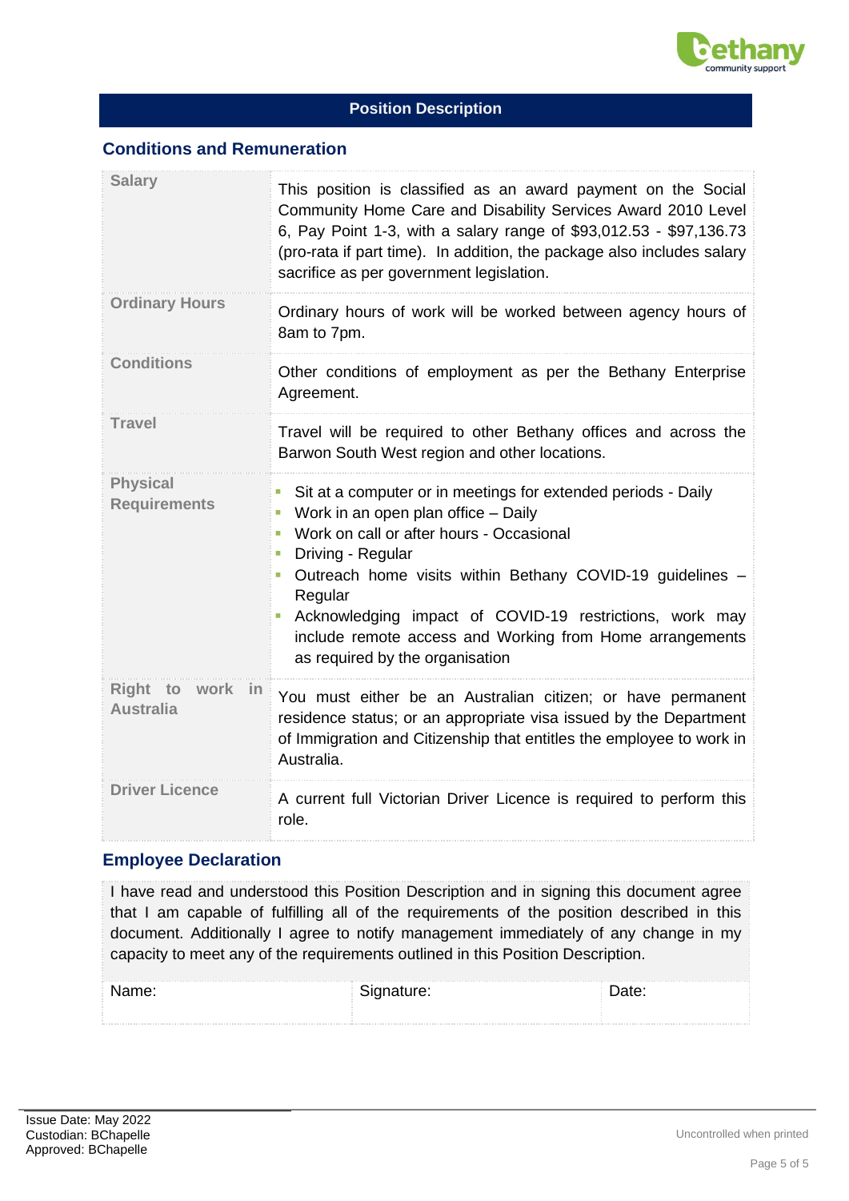## Position Description

### Conditions and Remuneration

| | |
|---|---|
| **Salary** | This position is classified as an award payment on the Social Community Home Care and Disability Services Award 2010 Level 6, Pay Point 1-3, with a salary range of $93,012.53 - $97,136.73 (pro-rata if part time). In addition, the package also includes salary sacrifice as per government legislation. |
| **Ordinary Hours** | Ordinary hours of work will be worked between agency hours of 8am to 7pm. |
| **Conditions** | Other conditions of employment as per the Bethany Enterprise Agreement. |
| **Travel** | Travel will be required to other Bethany offices and across the Barwon South West region and other locations. |
| **Physical Requirements** | • Sit at a computer or in meetings for extended periods - Daily<br>• Work in an open plan office – Daily<br>• Work on call or after hours - Occasional<br>• Driving - Regular<br>• Outreach home visits within Bethany COVID-19 guidelines – Regular<br>• Acknowledging impact of COVID-19 restrictions, work may include remote access and Working from Home arrangements as required by the organisation |
| **Right to work in Australia** | You must either be an Australian citizen; or have permanent residence status; or an appropriate visa issued by the Department of Immigration and Citizenship that entitles the employee to work in Australia. |
| **Driver Licence** | A current full Victorian Driver Licence is required to perform this role. |

### Employee Declaration

I have read and understood this Position Description and in signing this document agree that I am capable of fulfilling all of the requirements of the position described in this document. Additionally I agree to notify management immediately of any change in my capacity to meet any of the requirements outlined in this Position Description.

| Name: | Signature: | Date: |
|---|---|---|
| | | |

Issue Date: May 2022
Custodian: BChapelle
Approved: BChapelle

Uncontrolled when printed